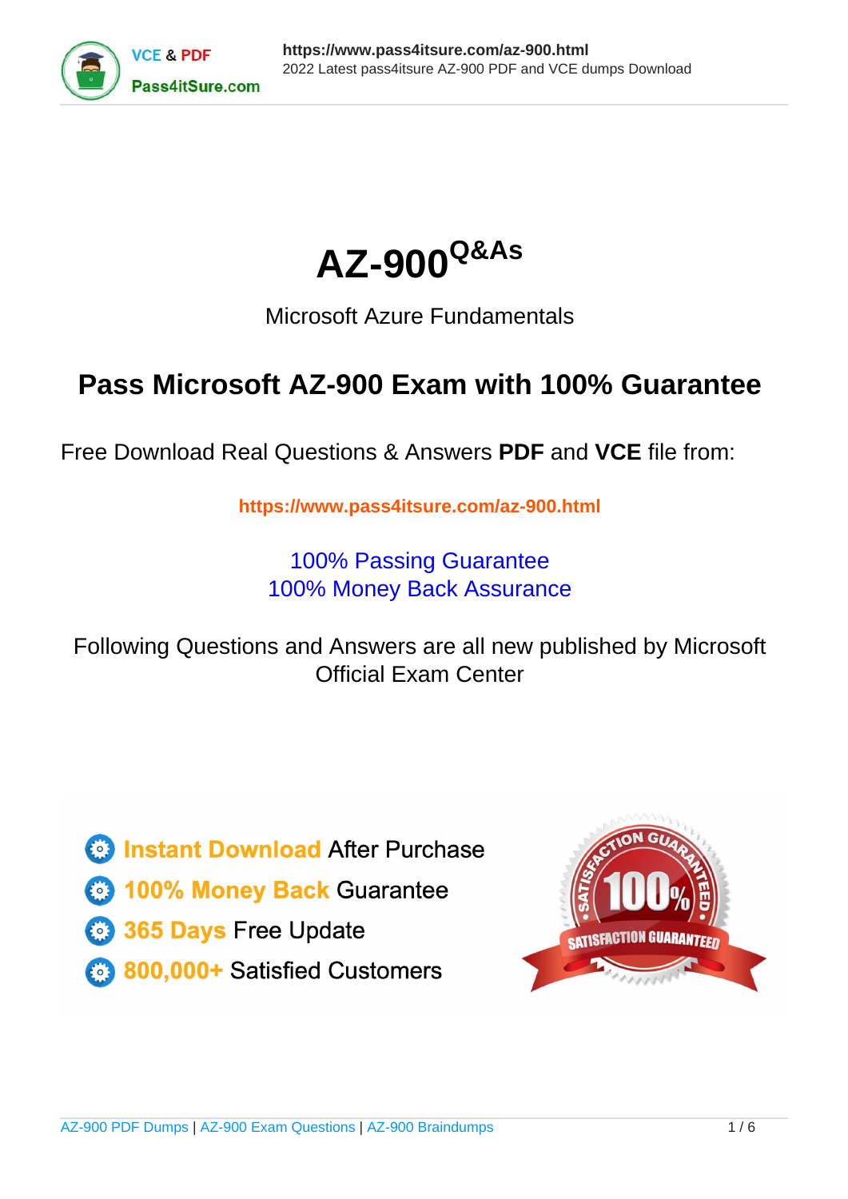# AZ-900 Q&As

Microsoft Azure Fundamentals

## Pass Microsoft AZ-900 Exam with 100% Guarantee

Free Download Real Questions & Answers **PDF** and **VCE** file from:

**https://www.pass4itsure.com/az-900.html**

100% Passing Guarantee
100% Money Back Assurance

Following Questions and Answers are all new published by Microsoft Official Exam Center

- **Instant Download** After Purchase
- **100% Money Back** Guarantee
- **365 Days** Free Update
- **800,000+** Satisfied Customers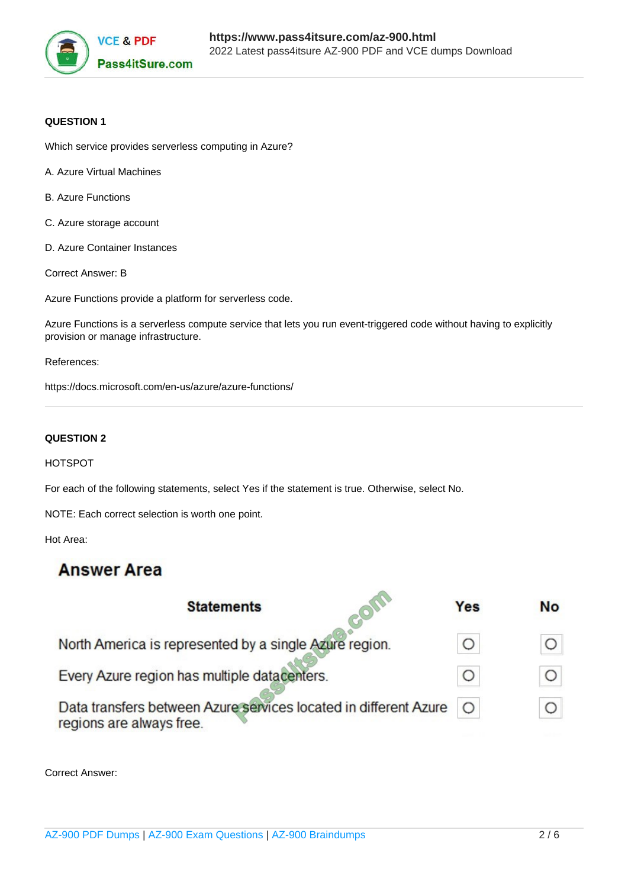**QUESTION 1**

Which service provides serverless computing in Azure?

A. Azure Virtual Machines

B. Azure Functions

C. Azure storage account

D. Azure Container Instances

Correct Answer: B

Azure Functions provide a platform for serverless code.

Azure Functions is a serverless compute service that lets you run event-triggered code without having to explicitly provision or manage infrastructure.

References:

https://docs.microsoft.com/en-us/azure/azure-functions/

---

**QUESTION 2**

HOTSPOT

For each of the following statements, select Yes if the statement is true. Otherwise, select No.

NOTE: Each correct selection is worth one point.

Hot Area:

## Answer Area

| Statements | Yes | No |
| --- | --- | --- |
| North America is represented by a single Azure region. | ○ | ○ |
| Every Azure region has multiple datacenters. | ○ | ○ |
| Data transfers between Azure services located in different Azure regions are always free. | ○ | ○ |

Correct Answer: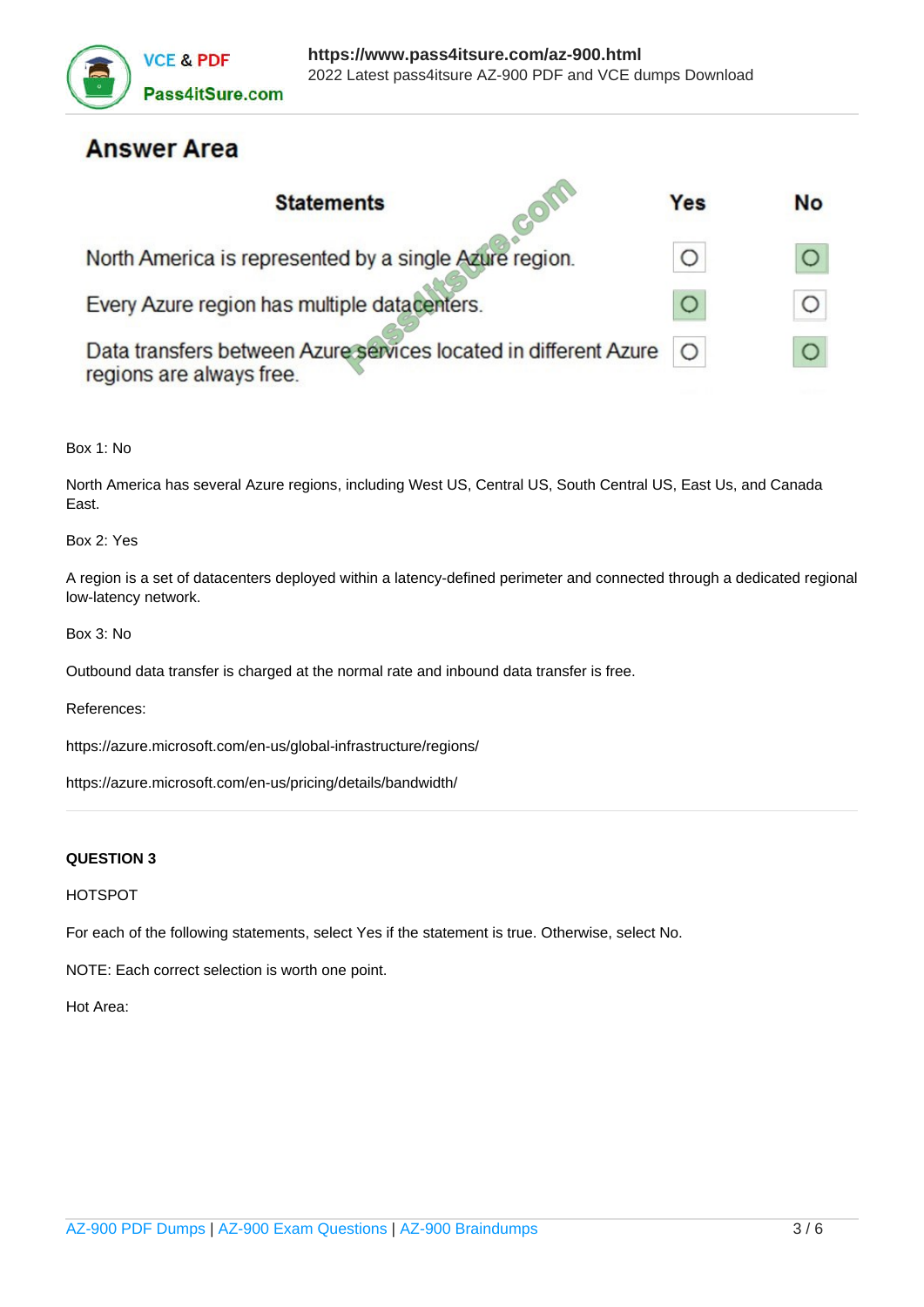## Answer Area

| Statements | Yes | No |
|---|---|---|
| North America is represented by a single Azure region. | ○ | ● |
| Every Azure region has multiple datacenters. | ● | ○ |
| Data transfers between Azure services located in different Azure regions are always free. | ○ | ● |

Box 1: No

North America has several Azure regions, including West US, Central US, South Central US, East US, and Canada East.

Box 2: Yes

A region is a set of datacenters deployed within a latency-defined perimeter and connected through a dedicated regional low-latency network.

Box 3: No

Outbound data transfer is charged at the normal rate and inbound data transfer is free.

References:

https://azure.microsoft.com/en-us/global-infrastructure/regions/

https://azure.microsoft.com/en-us/pricing/details/bandwidth/

**QUESTION 3**

HOTSPOT

For each of the following statements, select Yes if the statement is true. Otherwise, select No.

NOTE: Each correct selection is worth one point.

Hot Area: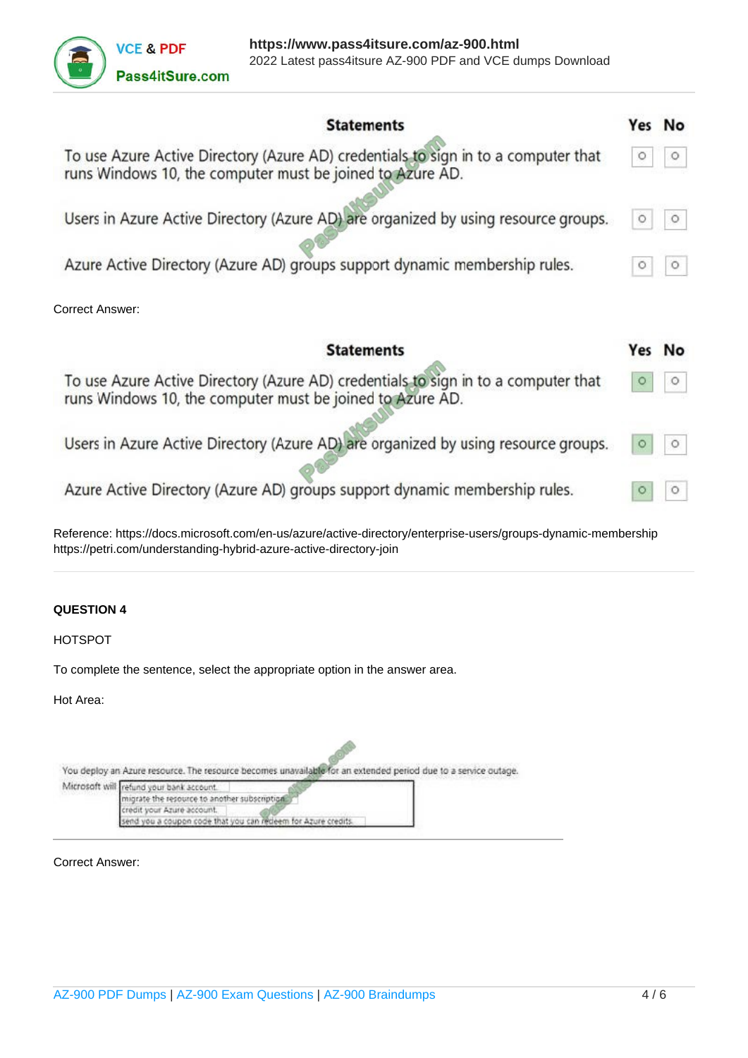| Statements | Yes | No |
| --- | --- | --- |
| To use Azure Active Directory (Azure AD) credentials to sign in to a computer that runs Windows 10, the computer must be joined to Azure AD. | ○ | ○ |
| Users in Azure Active Directory (Azure AD) are organized by using resource groups. | ○ | ○ |
| Azure Active Directory (Azure AD) groups support dynamic membership rules. | ○ | ○ |

Correct Answer:

| Statements | Yes | No |
| --- | --- | --- |
| To use Azure Active Directory (Azure AD) credentials to sign in to a computer that runs Windows 10, the computer must be joined to Azure AD. | ○ | ○ |
| Users in Azure Active Directory (Azure AD) are organized by using resource groups. | ○ | ○ |
| Azure Active Directory (Azure AD) groups support dynamic membership rules. | ○ | ○ |

Reference: https://docs.microsoft.com/en-us/azure/active-directory/enterprise-users/groups-dynamic-membership
https://petri.com/understanding-hybrid-azure-active-directory-join

**QUESTION 4**

HOTSPOT

To complete the sentence, select the appropriate option in the answer area.

Hot Area:

You deploy an Azure resource. The resource becomes unavailable for an extended period due to a service outage.

Microsoft will
- refund your bank account.
- migrate the resource to another subscription.
- credit your Azure account.
- send you a coupon code that you can redeem for Azure credits.

Correct Answer: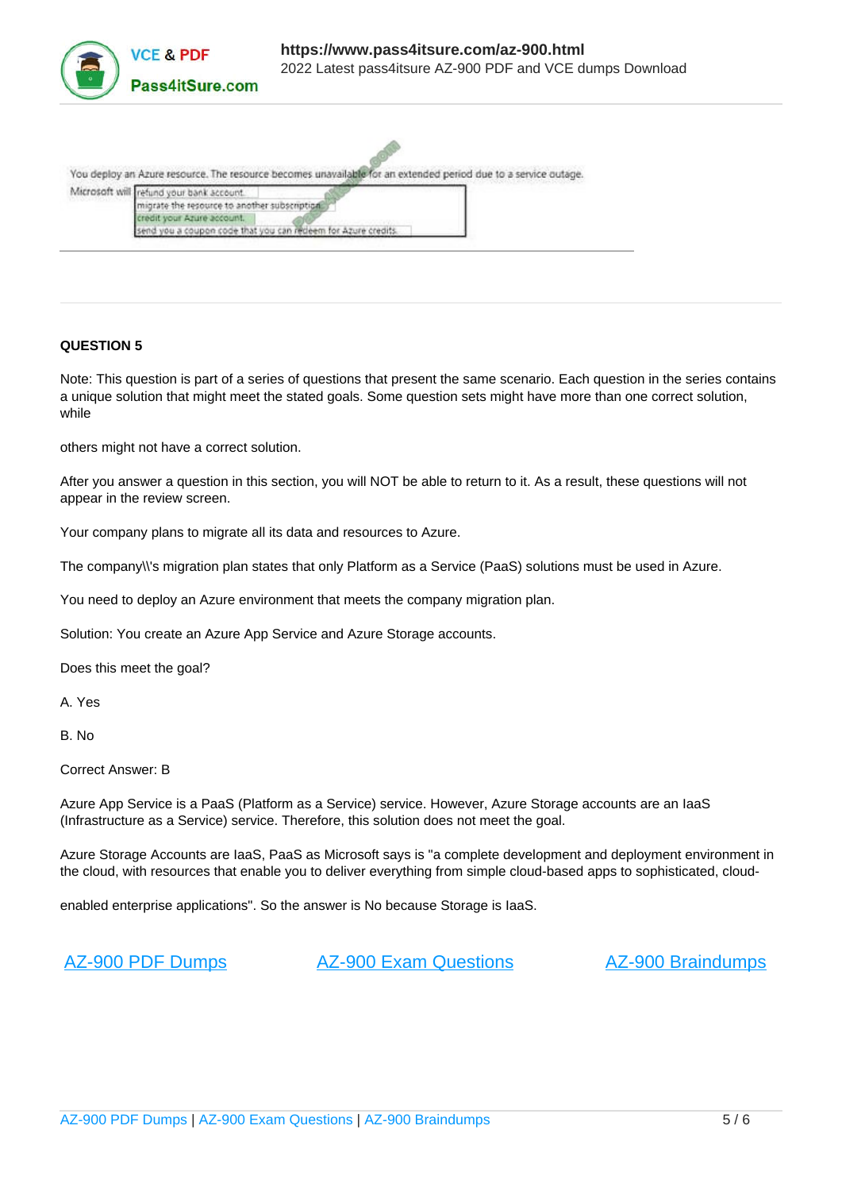You deploy an Azure resource. The resource becomes unavailable for an extended period due to a service outage.

Microsoft will
- refund your bank account.
- migrate the resource to another subscription.
- credit your Azure account.
- send you a coupon code that you can redeem for Azure credits.

---

**QUESTION 5**

Note: This question is part of a series of questions that present the same scenario. Each question in the series contains a unique solution that might meet the stated goals. Some question sets might have more than one correct solution, while

others might not have a correct solution.

After you answer a question in this section, you will NOT be able to return to it. As a result, these questions will not appear in the review screen.

Your company plans to migrate all its data and resources to Azure.

The company\\'s migration plan states that only Platform as a Service (PaaS) solutions must be used in Azure.

You need to deploy an Azure environment that meets the company migration plan.

Solution: You create an Azure App Service and Azure Storage accounts.

Does this meet the goal?

A. Yes

B. No

Correct Answer: B

Azure App Service is a PaaS (Platform as a Service) service. However, Azure Storage accounts are an IaaS (Infrastructure as a Service) service. Therefore, this solution does not meet the goal.

Azure Storage Accounts are IaaS, PaaS as Microsoft says is "a complete development and deployment environment in the cloud, with resources that enable you to deliver everything from simple cloud-based apps to sophisticated, cloud-

enabled enterprise applications". So the answer is No because Storage is IaaS.

[AZ-900 PDF Dumps](#) [AZ-900 Exam Questions](#) [AZ-900 Braindumps](#)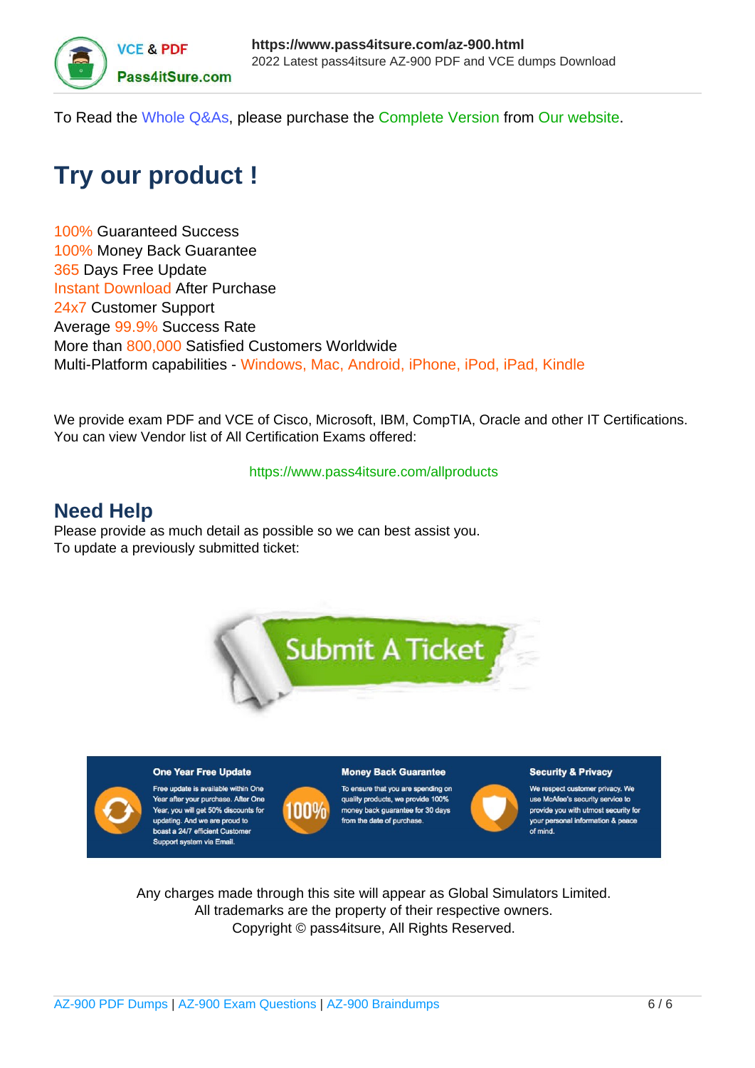To Read the Whole Q&As, please purchase the Complete Version from Our website.

# Try our product !

100% Guaranteed Success
100% Money Back Guarantee
365 Days Free Update
Instant Download After Purchase
24x7 Customer Support
Average 99.9% Success Rate
More than 800,000 Satisfied Customers Worldwide
Multi-Platform capabilities - Windows, Mac, Android, iPhone, iPod, iPad, Kindle

We provide exam PDF and VCE of Cisco, Microsoft, IBM, CompTIA, Oracle and other IT Certifications.
You can view Vendor list of All Certification Exams offered:

https://www.pass4itsure.com/allproducts

## Need Help

Please provide as much detail as possible so we can best assist you.
To update a previously submitted ticket:

Submit A Ticket

**One Year Free Update**
Free update is available within One Year after your purchase. After One Year, you will get 50% discounts for updating. And we are proud to boast a 24/7 efficient Customer Support system via Email.

**Money Back Guarantee**
To ensure that you are spending on quality products, we provide 100% money back guarantee for 30 days from the date of purchase.

**Security & Privacy**
We respect customer privacy. We use McAfee's security service to provide you with utmost security for your personal information & peace of mind.

Any charges made through this site will appear as Global Simulators Limited.
All trademarks are the property of their respective owners.
Copyright © pass4itsure, All Rights Reserved.